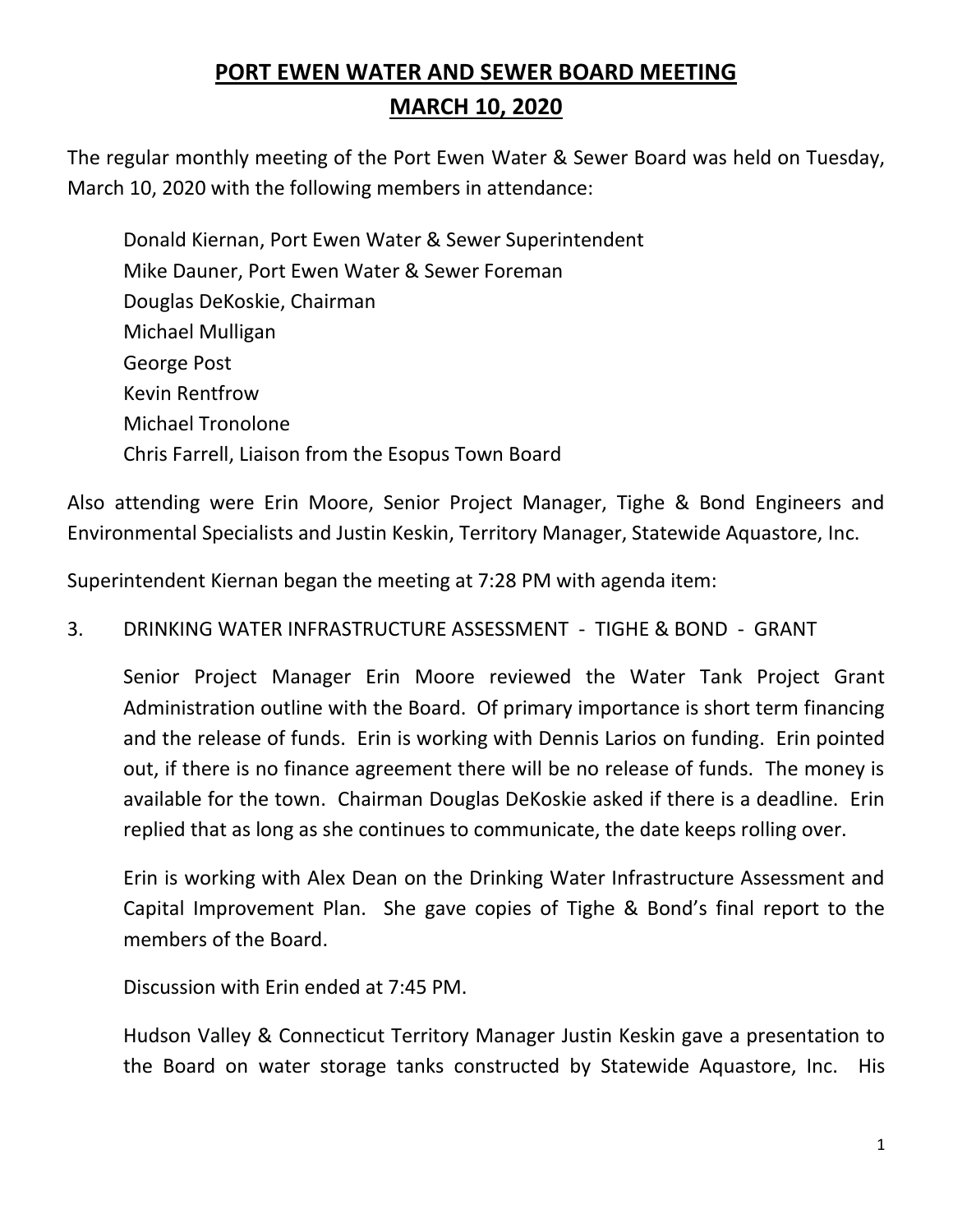# PORT EWEN WATER AND SEWER BOARD MEETING

# MARCH 10, 2020

The regular monthly meeting of the Port Ewen Water & Sewer Board was held on Tuesday, March 10, 2020 with the following members in attendance:

Donald Kiernan, Port Ewen Water & Sewer Superintendent
Mike Dauner, Port Ewen Water & Sewer Foreman
Douglas DeKoskie, Chairman
Michael Mulligan
George Post
Kevin Rentfrow
Michael Tronolone
Chris Farrell, Liaison from the Esopus Town Board

Also attending were Erin Moore, Senior Project Manager, Tighe & Bond Engineers and Environmental Specialists and Justin Keskin, Territory Manager, Statewide Aquastore, Inc.

Superintendent Kiernan began the meeting at 7:28 PM with agenda item:

3. DRINKING WATER INFRASTRUCTURE ASSESSMENT - TIGHE & BOND - GRANT

   Senior Project Manager Erin Moore reviewed the Water Tank Project Grant Administration outline with the Board. Of primary importance is short term financing and the release of funds. Erin is working with Dennis Larios on funding. Erin pointed out, if there is no finance agreement there will be no release of funds. The money is available for the town. Chairman Douglas DeKoskie asked if there is a deadline. Erin replied that as long as she continues to communicate, the date keeps rolling over.

   Erin is working with Alex Dean on the Drinking Water Infrastructure Assessment and Capital Improvement Plan. She gave copies of Tighe & Bond's final report to the members of the Board.

   Discussion with Erin ended at 7:45 PM.

   Hudson Valley & Connecticut Territory Manager Justin Keskin gave a presentation to the Board on water storage tanks constructed by Statewide Aquastore, Inc. His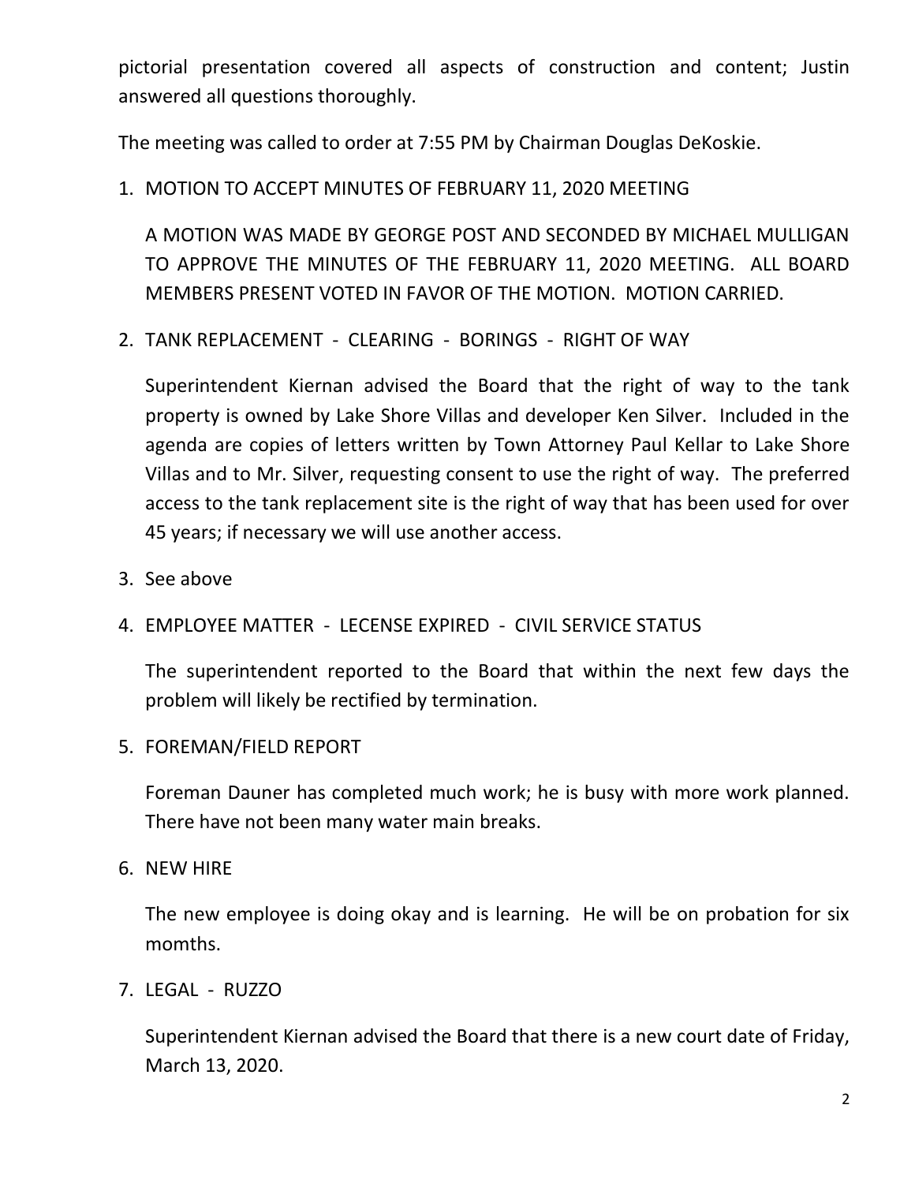pictorial presentation covered all aspects of construction and content; Justin answered all questions thoroughly.

The meeting was called to order at 7:55 PM by Chairman Douglas DeKoskie.

1. MOTION TO ACCEPT MINUTES OF FEBRUARY 11, 2020 MEETING

   A MOTION WAS MADE BY GEORGE POST AND SECONDED BY MICHAEL MULLIGAN TO APPROVE THE MINUTES OF THE FEBRUARY 11, 2020 MEETING. ALL BOARD MEMBERS PRESENT VOTED IN FAVOR OF THE MOTION. MOTION CARRIED.

2. TANK REPLACEMENT - CLEARING - BORINGS - RIGHT OF WAY

   Superintendent Kiernan advised the Board that the right of way to the tank property is owned by Lake Shore Villas and developer Ken Silver. Included in the agenda are copies of letters written by Town Attorney Paul Kellar to Lake Shore Villas and to Mr. Silver, requesting consent to use the right of way. The preferred access to the tank replacement site is the right of way that has been used for over 45 years; if necessary we will use another access.

3. See above

4. EMPLOYEE MATTER - LECENSE EXPIRED - CIVIL SERVICE STATUS

   The superintendent reported to the Board that within the next few days the problem will likely be rectified by termination.

5. FOREMAN/FIELD REPORT

   Foreman Dauner has completed much work; he is busy with more work planned. There have not been many water main breaks.

6. NEW HIRE

   The new employee is doing okay and is learning. He will be on probation for six momths.

7. LEGAL - RUZZO

   Superintendent Kiernan advised the Board that there is a new court date of Friday, March 13, 2020.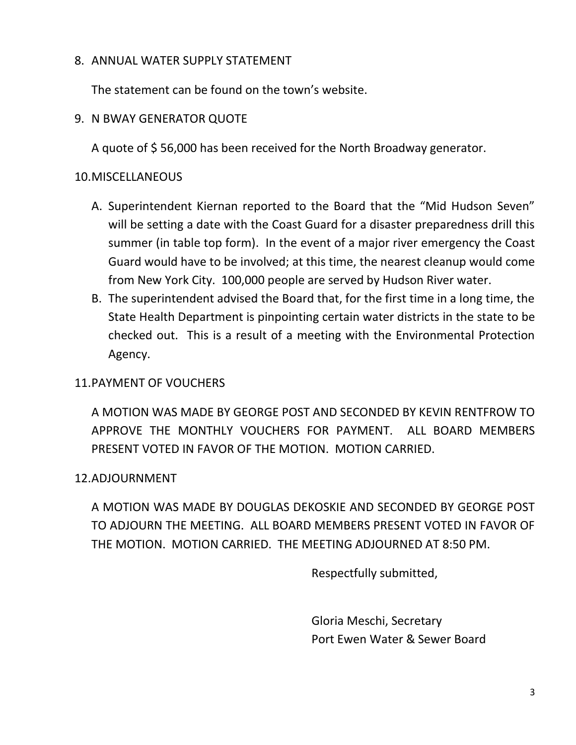8. ANNUAL WATER SUPPLY STATEMENT

   The statement can be found on the town's website.

9. N BWAY GENERATOR QUOTE

   A quote of $ 56,000 has been received for the North Broadway generator.

10. MISCELLANEOUS

    A. Superintendent Kiernan reported to the Board that the "Mid Hudson Seven" will be setting a date with the Coast Guard for a disaster preparedness drill this summer (in table top form). In the event of a major river emergency the Coast Guard would have to be involved; at this time, the nearest cleanup would come from New York City. 100,000 people are served by Hudson River water.
    B. The superintendent advised the Board that, for the first time in a long time, the State Health Department is pinpointing certain water districts in the state to be checked out. This is a result of a meeting with the Environmental Protection Agency.

11. PAYMENT OF VOUCHERS

    A MOTION WAS MADE BY GEORGE POST AND SECONDED BY KEVIN RENTFROW TO APPROVE THE MONTHLY VOUCHERS FOR PAYMENT. ALL BOARD MEMBERS PRESENT VOTED IN FAVOR OF THE MOTION. MOTION CARRIED.

12. ADJOURNMENT

    A MOTION WAS MADE BY DOUGLAS DEKOSKIE AND SECONDED BY GEORGE POST TO ADJOURN THE MEETING. ALL BOARD MEMBERS PRESENT VOTED IN FAVOR OF THE MOTION. MOTION CARRIED. THE MEETING ADJOURNED AT 8:50 PM.

Respectfully submitted,

Gloria Meschi, Secretary
Port Ewen Water & Sewer Board